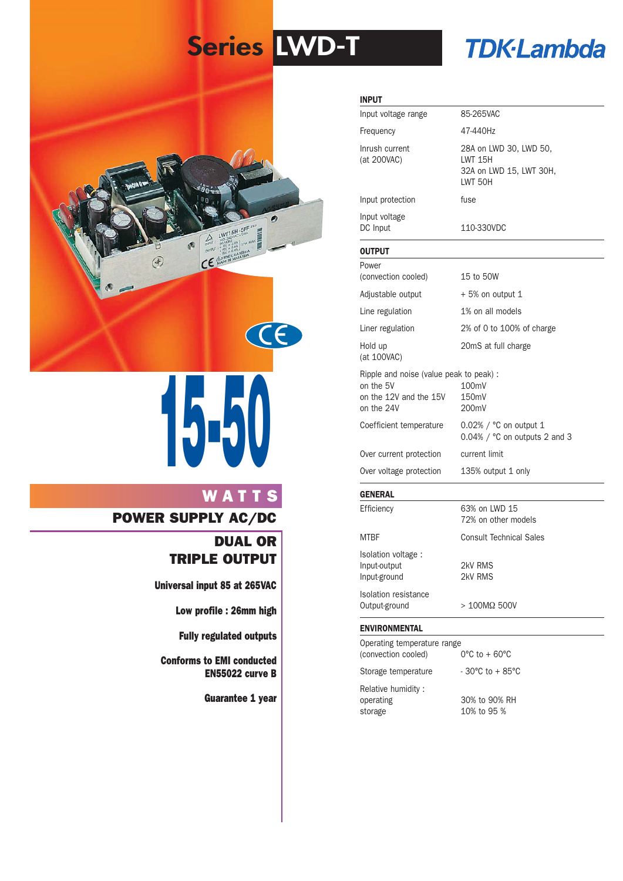# Series LWD-T

TDK·Lambda

# 15-50

## WATTS

## POWER SUPPLY AC/DC

### DUAL OR TRIPLE OUTPUT

**Universal input 85 at 265VAC**

**Low profile : 26mm high**

**Fully regulated outputs**

**Conforms to EMI conducted EN55022 curve B**

**Guarantee 1 year**

| **INPUT** | |
|---|---|
| Input voltage range | 85-265VAC |
| Frequency | 47-440Hz |
| Inrush current (at 200VAC) | 28A on LWD 30, LWD 50, LWT 15H<br>32A on LWD 15, LWT 30H, LWT 50H |
| Input protection | fuse |
| Input voltage DC Input | 110-330VDC |
| **OUTPUT** | |
| Power (convection cooled) | 15 to 50W |
| Adjustable output | + 5% on output 1 |
| Line regulation | 1% on all models |
| Liner regulation | 2% of 0 to 100% of charge |
| Hold up (at 100VAC) | 20mS at full charge |
| Ripple and noise (value peak to peak) : | |
| on the 5V | 100mV |
| on the 12V and the 15V | 150mV |
| on the 24V | 200mV |
| Coefficient temperature | 0.02% / °C on output 1<br>0.04% / °C on outputs 2 and 3 |
| Over current protection | current limit |
| Over voltage protection | 135% output 1 only |
| **GENERAL** | |
| Efficiency | 63% on LWD 15<br>72% on other models |
| MTBF | Consult Technical Sales |
| Isolation voltage : | |
| Input-output | 2kV RMS |
| Input-ground | 2kV RMS |
| Isolation resistance Output-ground | > 100MΩ 500V |
| **ENVIRONMENTAL** | |
| Operating temperature range (convection cooled) | 0°C to + 60°C |
| Storage temperature | - 30°C to + 85°C |
| Relative humidity : | |
| operating | 30% to 90% RH |
| storage | 10% to 95 % |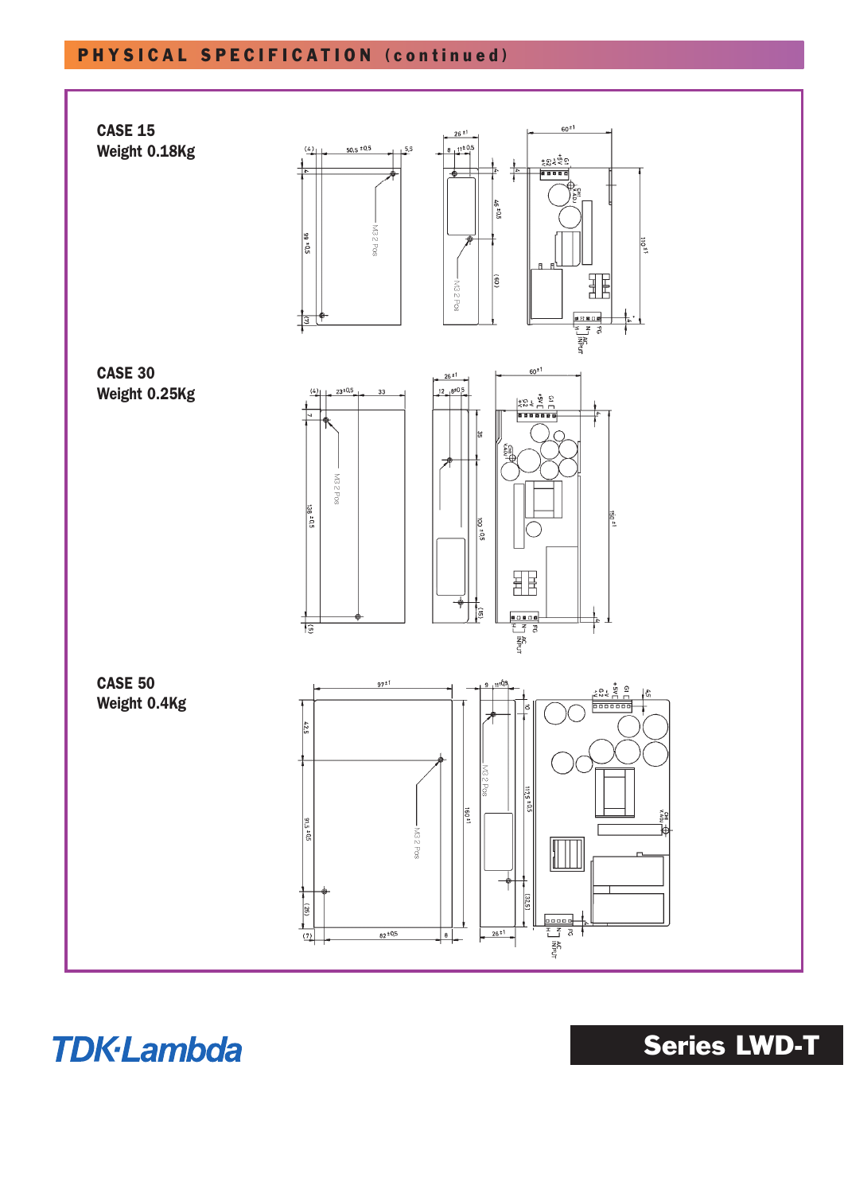## PHYSICAL SPECIFICATION (continued)

**CASE 15**
**Weight 0.18Kg**

**CASE 30**
**Weight 0.25Kg**

**CASE 50**
**Weight 0.4Kg**

**Series LWD-T**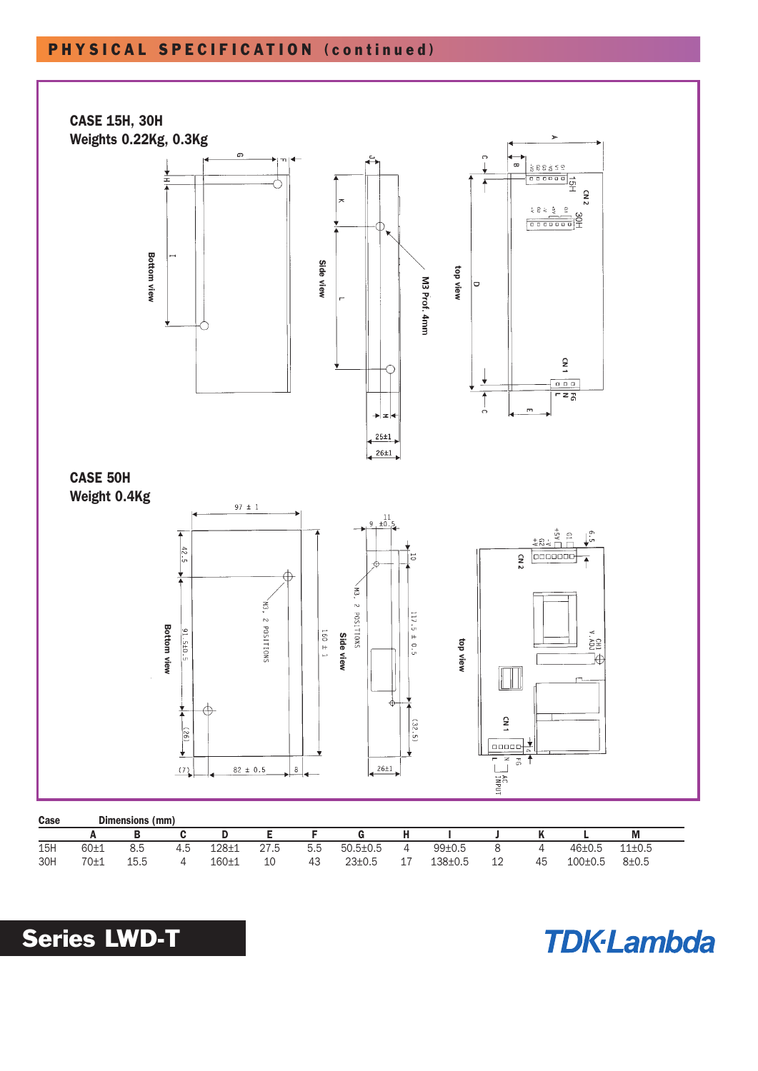## PHYSICAL SPECIFICATION (continued)

### CASE 15H, 30H
**Weights 0.22Kg, 0.3Kg**

### CASE 50H
**Weight 0.4Kg**

| Case | A | B | C | D | E | F | G | H | I | J | K | L | M |
|---|---|---|---|---|---|---|---|---|---|---|---|---|---|
| 15H | 60±1 | 8.5 | 4.5 | 128±1 | 27.5 | 5.5 | 50.5±0.5 | 4 | 99±0.5 | 8 | 4 | 46±0.5 | 11±0.5 |
| 30H | 70±1 | 15.5 | 4 | 160±1 | 10 | 43 | 23±0.5 | 17 | 138±0.5 | 12 | 45 | 100±0.5 | 8±0.5 |

Dimensions (mm)

**Series LWD-T**

TDK·Lambda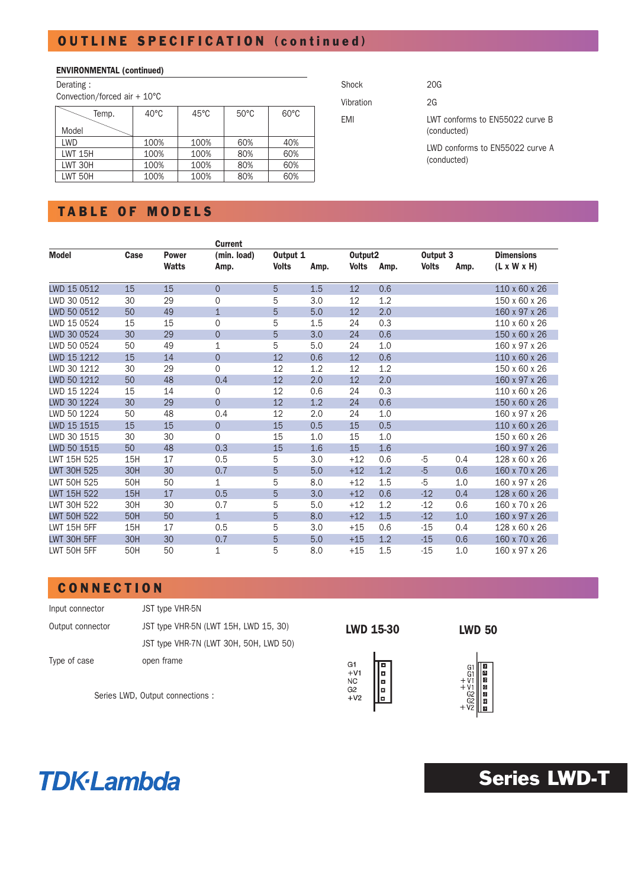## OUTLINE SPECIFICATION (continued)

**ENVIRONMENTAL (continued)**

Derating :
Convection/forced air + 10°C

| Model \ Temp. | 40°C | 45°C | 50°C | 60°C |
|---|---|---|---|---|
| LWD | 100% | 100% | 60% | 40% |
| LWT 15H | 100% | 100% | 80% | 60% |
| LWT 30H | 100% | 100% | 80% | 60% |
| LWT 50H | 100% | 100% | 80% | 60% |

| | |
|---|---|
| Shock | 20G |
| Vibration | 2G |
| EMI | LWT conforms to EN55022 curve B (conducted) |
| | LWD conforms to EN55022 curve A (conducted) |

## TABLE OF MODELS

| Model | Case | Power Watts | Current (min. load) Amp. | Output 1 Volts | Output 1 Amp. | Output2 Volts | Output2 Amp. | Output 3 Volts | Output 3 Amp. | Dimensions (L x W x H) |
|---|---|---|---|---|---|---|---|---|---|---|
| LWD 15 0512 | 15 | 15 | 0 | 5 | 1.5 | 12 | 0.6 | | | 110 x 60 x 26 |
| LWD 30 0512 | 30 | 29 | 0 | 5 | 3.0 | 12 | 1.2 | | | 150 x 60 x 26 |
| LWD 50 0512 | 50 | 49 | 1 | 5 | 5.0 | 12 | 2.0 | | | 160 x 97 x 26 |
| LWD 15 0524 | 15 | 15 | 0 | 5 | 1.5 | 24 | 0.3 | | | 110 x 60 x 26 |
| LWD 30 0524 | 30 | 29 | 0 | 5 | 3.0 | 24 | 0.6 | | | 150 x 60 x 26 |
| LWD 50 0524 | 50 | 49 | 1 | 5 | 5.0 | 24 | 1.0 | | | 160 x 97 x 26 |
| LWD 15 1212 | 15 | 14 | 0 | 12 | 0.6 | 12 | 0.6 | | | 110 x 60 x 26 |
| LWD 30 1212 | 30 | 29 | 0 | 12 | 1.2 | 12 | 1.2 | | | 150 x 60 x 26 |
| LWD 50 1212 | 50 | 48 | 0.4 | 12 | 2.0 | 12 | 2.0 | | | 160 x 97 x 26 |
| LWD 15 1224 | 15 | 14 | 0 | 12 | 0.6 | 24 | 0.3 | | | 110 x 60 x 26 |
| LWD 30 1224 | 30 | 29 | 0 | 12 | 1.2 | 24 | 0.6 | | | 150 x 60 x 26 |
| LWD 50 1224 | 50 | 48 | 0.4 | 12 | 2.0 | 24 | 1.0 | | | 160 x 97 x 26 |
| LWD 15 1515 | 15 | 15 | 0 | 15 | 0.5 | 15 | 0.5 | | | 110 x 60 x 26 |
| LWD 30 1515 | 30 | 30 | 0 | 15 | 1.0 | 15 | 1.0 | | | 150 x 60 x 26 |
| LWD 50 1515 | 50 | 48 | 0.3 | 15 | 1.6 | 15 | 1.6 | | | 160 x 97 x 26 |
| LWT 15H 525 | 15H | 17 | 0.5 | 5 | 3.0 | +12 | 0.6 | -5 | 0.4 | 128 x 60 x 26 |
| LWT 30H 525 | 30H | 30 | 0.7 | 5 | 5.0 | +12 | 1.2 | -5 | 0.6 | 160 x 70 x 26 |
| LWT 50H 525 | 50H | 50 | 1 | 5 | 8.0 | +12 | 1.5 | -5 | 1.0 | 160 x 97 x 26 |
| LWT 15H 522 | 15H | 17 | 0.5 | 5 | 3.0 | +12 | 0.6 | -12 | 0.4 | 128 x 60 x 26 |
| LWT 30H 522 | 30H | 30 | 0.7 | 5 | 5.0 | +12 | 1.2 | -12 | 0.6 | 160 x 70 x 26 |
| LWT 50H 522 | 50H | 50 | 1 | 5 | 8.0 | +12 | 1.5 | -12 | 1.0 | 160 x 97 x 26 |
| LWT 15H 5FF | 15H | 17 | 0.5 | 5 | 3.0 | +15 | 0.6 | -15 | 0.4 | 128 x 60 x 26 |
| LWT 30H 5FF | 30H | 30 | 0.7 | 5 | 5.0 | +15 | 1.2 | -15 | 0.6 | 160 x 70 x 26 |
| LWT 50H 5FF | 50H | 50 | 1 | 5 | 8.0 | +15 | 1.5 | -15 | 1.0 | 160 x 97 x 26 |

## CONNECTION

| | |
|---|---|
| Input connector | JST type VHR-5N |
| Output connector | JST type VHR-5N (LWT 15H, LWD 15, 30) |
| | JST type VHR-7N (LWT 30H, 50H, LWD 50) |
| Type of case | open frame |

Series LWD, Output connections :

**LWD 15-30**

G1
+V1
NC
G2
+V2

**LWD 50**

G1
G1
+V1
+V1
G2
G2
+V2

TDK·Lambda

**Series LWD-T**